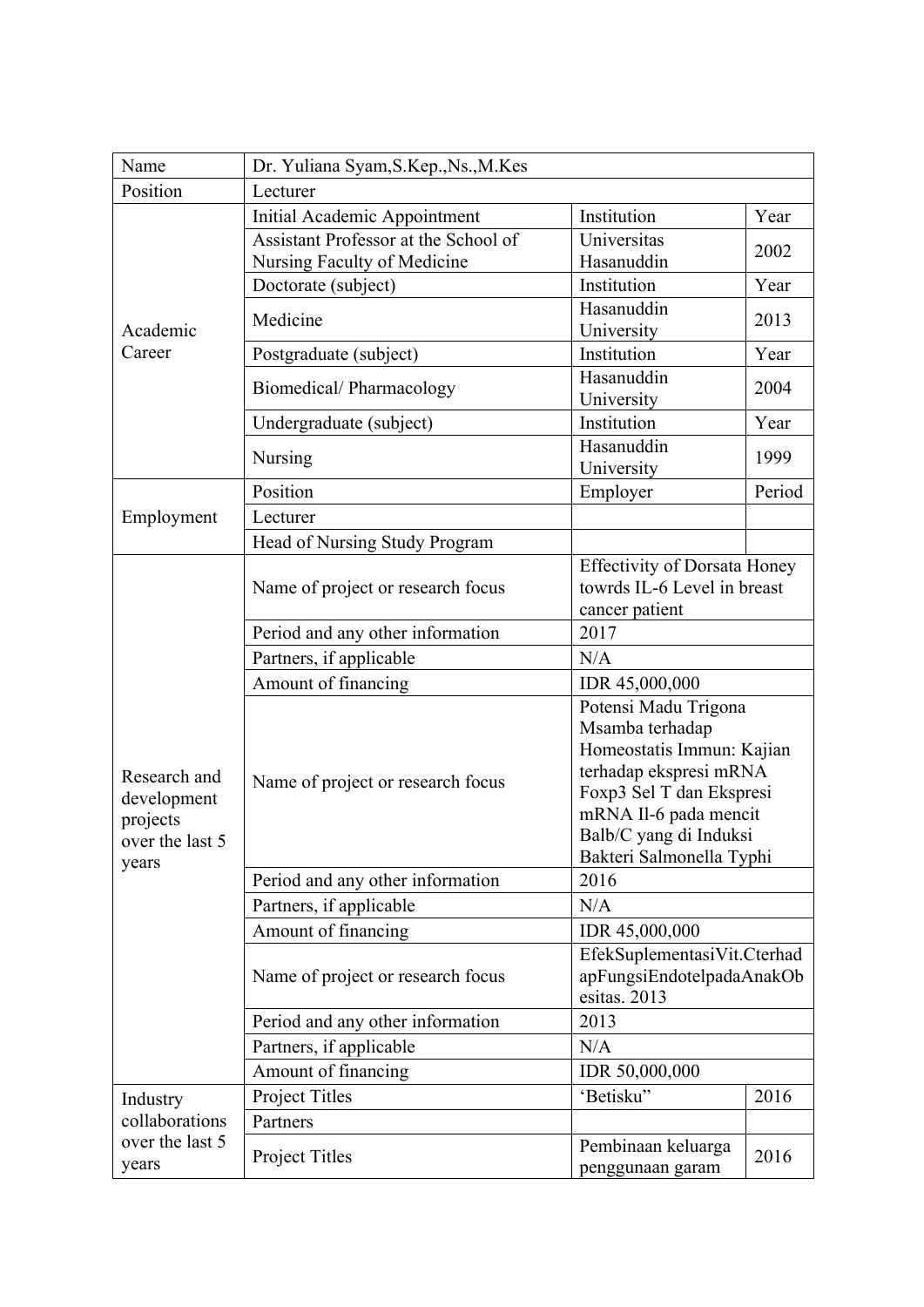| Name | Dr. Yuliana Syam,S.Kep.,Ns.,M.Kes | | |
|---|---|---|---|
| Position | Lecturer | | |
| Academic Career | Initial Academic Appointment | Institution | Year |
| | Assistant Professor at the School of Nursing Faculty of Medicine | Universitas Hasanuddin | 2002 |
| | Doctorate (subject) | Institution | Year |
| | Medicine | Hasanuddin University | 2013 |
| | Postgraduate (subject) | Institution | Year |
| | Biomedical/ Pharmacology | Hasanuddin University | 2004 |
| | Undergraduate (subject) | Institution | Year |
| | Nursing | Hasanuddin University | 1999 |
| Employment | Position | Employer | Period |
| | Lecturer | | |
| | Head of Nursing Study Program | | |
| Research and development projects over the last 5 years | Name of project or research focus | Effectivity of Dorsata Honey towrds IL-6 Level in breast cancer patient | |
| | Period and any other information | 2017 | |
| | Partners, if applicable | N/A | |
| | Amount of financing | IDR 45,000,000 | |
| | Name of project or research focus | Potensi Madu Trigona Msamba terhadap Homeostatis Immun: Kajian terhadap ekspresi mRNA Foxp3 Sel T dan Ekspresi mRNA Il-6 pada mencit Balb/C yang di Induksi Bakteri Salmonella Typhi | |
| | Period and any other information | 2016 | |
| | Partners, if applicable | N/A | |
| | Amount of financing | IDR 45,000,000 | |
| | Name of project or research focus | EfekSuplementasiVit.CterhadapFungsiEndotelpadaAnakObesitas. 2013 | |
| | Period and any other information | 2013 | |
| | Partners, if applicable | N/A | |
| | Amount of financing | IDR 50,000,000 | |
| Industry collaborations over the last 5 years | Project Titles | 'Betisku" | 2016 |
| | Partners | | |
| | Project Titles | Pembinaan keluarga penggunaan garam | 2016 |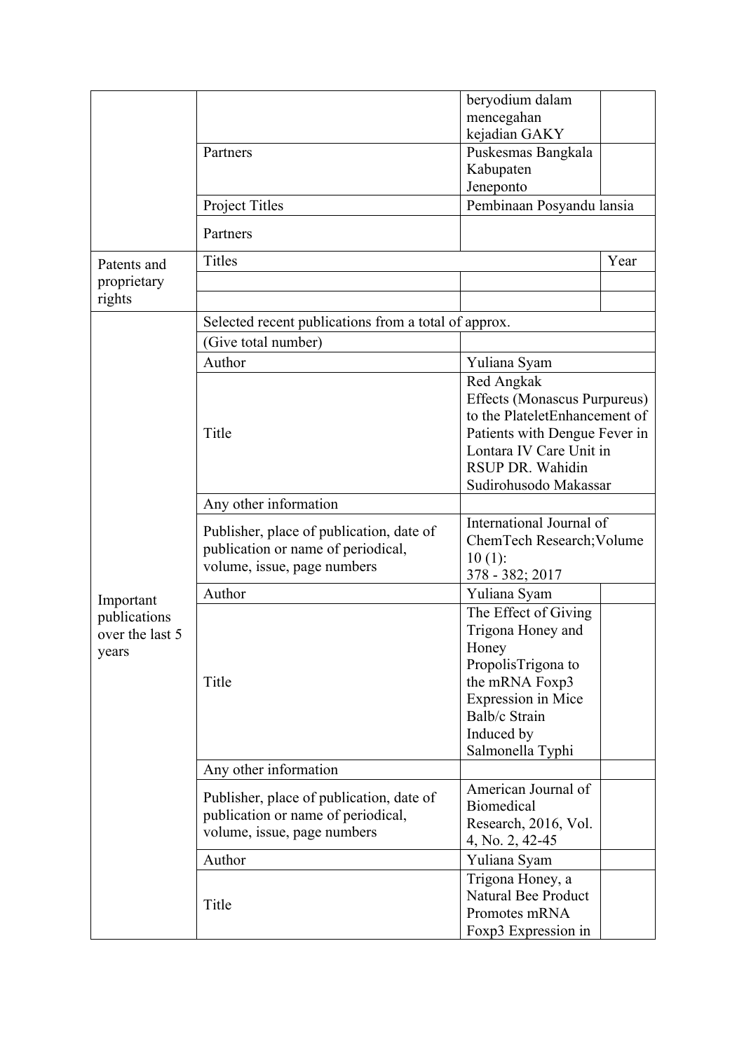| | | | |
|---|---|---|---|
| | | beryodium dalam mencegahan kejadian GAKY | |
| | Partners | Puskesmas Bangkala Kabupaten Jeneponto | |
| | Project Titles | Pembinaan Posyandu lansia | |
| | Partners | | |
| Patents and proprietary rights | Titles | | Year |
| | | | |
| | | | |
| Important publications over the last 5 years | Selected recent publications from a total of approx. | | |
| | (Give total number) | | |
| | Author | Yuliana Syam | |
| | Title | Red Angkak Effects (Monascus Purpureus) to the PlateletEnhancement of Patients with Dengue Fever in Lontara IV Care Unit in RSUP DR. Wahidin Sudirohusodo Makassar | |
| | Any other information | | |
| | Publisher, place of publication, date of publication or name of periodical, volume, issue, page numbers | International Journal of ChemTech Research;Volume 10 (1): 378 - 382; 2017 | |
| | Author | Yuliana Syam | |
| | Title | The Effect of Giving Trigona Honey and Honey PropolisTrigona to the mRNA Foxp3 Expression in Mice Balb/c Strain Induced by Salmonella Typhi | |
| | Any other information | | |
| | Publisher, place of publication, date of publication or name of periodical, volume, issue, page numbers | American Journal of Biomedical Research, 2016, Vol. 4, No. 2, 42-45 | |
| | Author | Yuliana Syam | |
| | Title | Trigona Honey, a Natural Bee Product Promotes mRNA Foxp3 Expression in | |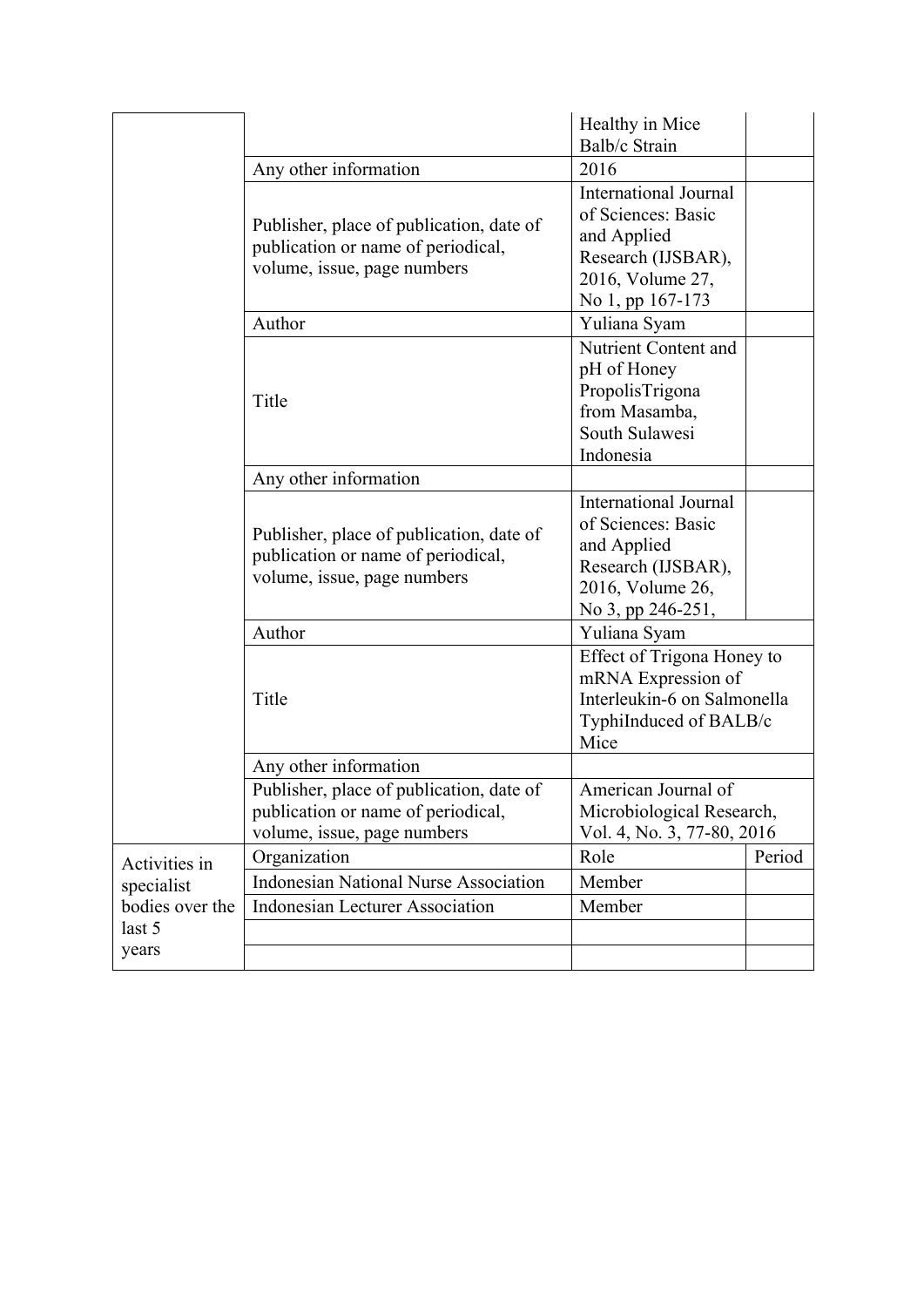| | | | |
|---|---|---|---|
| | | Healthy in Mice Balb/c Strain | |
| | Any other information | 2016 | |
| | Publisher, place of publication, date of publication or name of periodical, volume, issue, page numbers | International Journal of Sciences: Basic and Applied Research (IJSBAR), 2016, Volume 27, No 1, pp 167-173 | |
| | Author | Yuliana Syam | |
| | Title | Nutrient Content and pH of Honey PropolisTrigona from Masamba, South Sulawesi Indonesia | |
| | Any other information | | |
| | Publisher, place of publication, date of publication or name of periodical, volume, issue, page numbers | International Journal of Sciences: Basic and Applied Research (IJSBAR), 2016, Volume 26, No 3, pp 246-251, | |
| | Author | Yuliana Syam | |
| | Title | Effect of Trigona Honey to mRNA Expression of Interleukin-6 on Salmonella TyphiInduced of BALB/c Mice | |
| | Any other information | | |
| | Publisher, place of publication, date of publication or name of periodical, volume, issue, page numbers | American Journal of Microbiological Research, Vol. 4, No. 3, 77-80, 2016 | |
| Activities in specialist bodies over the last 5 years | Organization | Role | Period |
| | Indonesian National Nurse Association | Member | |
| | Indonesian Lecturer Association | Member | |
| | | | |
| | | | |